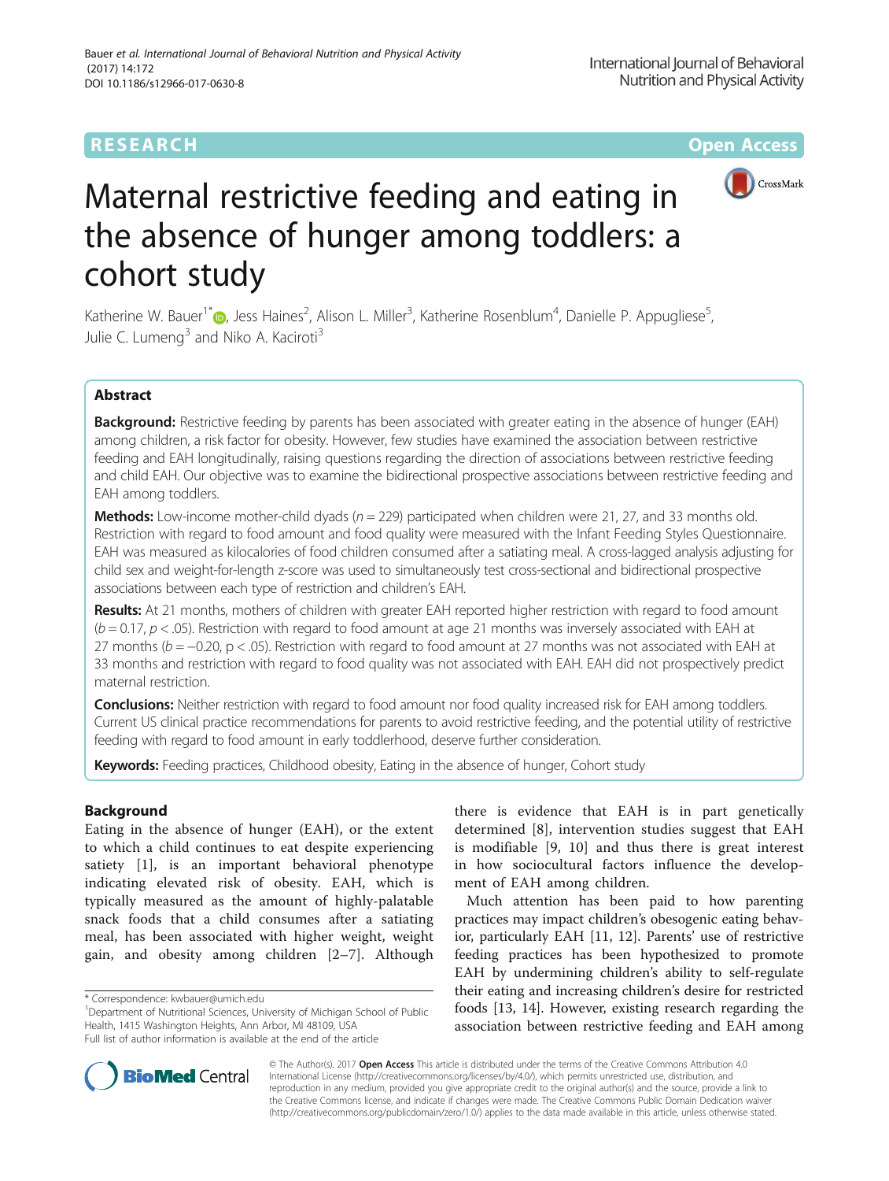RESEARCH Open Access

# Maternal restrictive feeding and eating in the absence of hunger among toddlers: a cohort study

Katherine W. Bauer[1*], Jess Haines[2], Alison L. Miller[3], Katherine Rosenblum[4], Danielle P. Appugliese[5], Julie C. Lumeng[3] and Niko A. Kaciroti[3]

## Abstract

**Background:** Restrictive feeding by parents has been associated with greater eating in the absence of hunger (EAH) among children, a risk factor for obesity. However, few studies have examined the association between restrictive feeding and EAH longitudinally, raising questions regarding the direction of associations between restrictive feeding and child EAH. Our objective was to examine the bidirectional prospective associations between restrictive feeding and EAH among toddlers.

**Methods:** Low-income mother-child dyads ($n = 229$) participated when children were 21, 27, and 33 months old. Restriction with regard to food amount and food quality were measured with the Infant Feeding Styles Questionnaire. EAH was measured as kilocalories of food children consumed after a satiating meal. A cross-lagged analysis adjusting for child sex and weight-for-length z-score was used to simultaneously test cross-sectional and bidirectional prospective associations between each type of restriction and children's EAH.

**Results:** At 21 months, mothers of children with greater EAH reported higher restriction with regard to food amount ($b = 0.17$, $p < .05$). Restriction with regard to food amount at age 21 months was inversely associated with EAH at 27 months ($b = -0.20$, $p < .05$). Restriction with regard to food amount at 27 months was not associated with EAH at 33 months and restriction with regard to food quality was not associated with EAH. EAH did not prospectively predict maternal restriction.

**Conclusions:** Neither restriction with regard to food amount nor food quality increased risk for EAH among toddlers. Current US clinical practice recommendations for parents to avoid restrictive feeding, and the potential utility of restrictive feeding with regard to food amount in early toddlerhood, deserve further consideration.

**Keywords:** Feeding practices, Childhood obesity, Eating in the absence of hunger, Cohort study

## Background

Eating in the absence of hunger (EAH), or the extent to which a child continues to eat despite experiencing satiety [1], is an important behavioral phenotype indicating elevated risk of obesity. EAH, which is typically measured as the amount of highly-palatable snack foods that a child consumes after a satiating meal, has been associated with higher weight, weight gain, and obesity among children [2–7]. Although there is evidence that EAH is in part genetically determined [8], intervention studies suggest that EAH is modifiable [9, 10] and thus there is great interest in how sociocultural factors influence the development of EAH among children.

Much attention has been paid to how parenting practices may impact children's obesogenic eating behavior, particularly EAH [11, 12]. Parents' use of restrictive feeding practices has been hypothesized to promote EAH by undermining children's ability to self-regulate their eating and increasing children's desire for restricted foods [13, 14]. However, existing research regarding the association between restrictive feeding and EAH among

\* Correspondence: kwbauer@umich.edu
[1]Department of Nutritional Sciences, University of Michigan School of Public Health, 1415 Washington Heights, Ann Arbor, MI 48109, USA
Full list of author information is available at the end of the article

© The Author(s). 2017 **Open Access** This article is distributed under the terms of the Creative Commons Attribution 4.0 International License (http://creativecommons.org/licenses/by/4.0/), which permits unrestricted use, distribution, and reproduction in any medium, provided you give appropriate credit to the original author(s) and the source, provide a link to the Creative Commons license, and indicate if changes were made. The Creative Commons Public Domain Dedication waiver (http://creativecommons.org/publicdomain/zero/1.0/) applies to the data made available in this article, unless otherwise stated.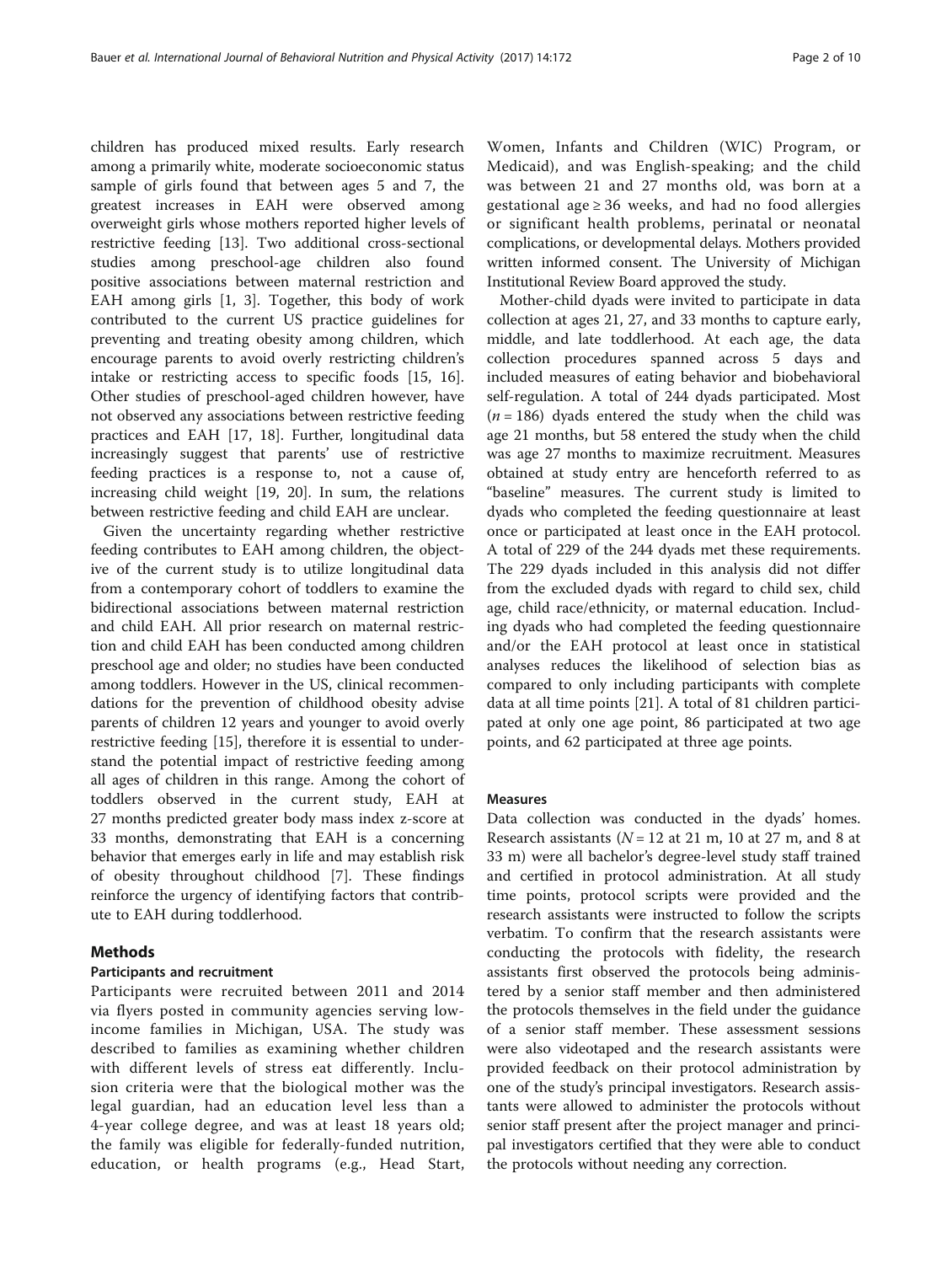children has produced mixed results. Early research among a primarily white, moderate socioeconomic status sample of girls found that between ages 5 and 7, the greatest increases in EAH were observed among overweight girls whose mothers reported higher levels of restrictive feeding [13]. Two additional cross-sectional studies among preschool-age children also found positive associations between maternal restriction and EAH among girls [1, 3]. Together, this body of work contributed to the current US practice guidelines for preventing and treating obesity among children, which encourage parents to avoid overly restricting children's intake or restricting access to specific foods [15, 16]. Other studies of preschool-aged children however, have not observed any associations between restrictive feeding practices and EAH [17, 18]. Further, longitudinal data increasingly suggest that parents' use of restrictive feeding practices is a response to, not a cause of, increasing child weight [19, 20]. In sum, the relations between restrictive feeding and child EAH are unclear.

Given the uncertainty regarding whether restrictive feeding contributes to EAH among children, the objective of the current study is to utilize longitudinal data from a contemporary cohort of toddlers to examine the bidirectional associations between maternal restriction and child EAH. All prior research on maternal restriction and child EAH has been conducted among children preschool age and older; no studies have been conducted among toddlers. However in the US, clinical recommendations for the prevention of childhood obesity advise parents of children 12 years and younger to avoid overly restrictive feeding [15], therefore it is essential to understand the potential impact of restrictive feeding among all ages of children in this range. Among the cohort of toddlers observed in the current study, EAH at 27 months predicted greater body mass index z-score at 33 months, demonstrating that EAH is a concerning behavior that emerges early in life and may establish risk of obesity throughout childhood [7]. These findings reinforce the urgency of identifying factors that contribute to EAH during toddlerhood.

## Methods

### Participants and recruitment

Participants were recruited between 2011 and 2014 via flyers posted in community agencies serving low-income families in Michigan, USA. The study was described to families as examining whether children with different levels of stress eat differently. Inclusion criteria were that the biological mother was the legal guardian, had an education level less than a 4-year college degree, and was at least 18 years old; the family was eligible for federally-funded nutrition, education, or health programs (e.g., Head Start, Women, Infants and Children (WIC) Program, or Medicaid), and was English-speaking; and the child was between 21 and 27 months old, was born at a gestational age ≥ 36 weeks, and had no food allergies or significant health problems, perinatal or neonatal complications, or developmental delays. Mothers provided written informed consent. The University of Michigan Institutional Review Board approved the study.

Mother-child dyads were invited to participate in data collection at ages 21, 27, and 33 months to capture early, middle, and late toddlerhood. At each age, the data collection procedures spanned across 5 days and included measures of eating behavior and biobehavioral self-regulation. A total of 244 dyads participated. Most ($n = 186$) dyads entered the study when the child was age 21 months, but 58 entered the study when the child was age 27 months to maximize recruitment. Measures obtained at study entry are henceforth referred to as "baseline" measures. The current study is limited to dyads who completed the feeding questionnaire at least once or participated at least once in the EAH protocol. A total of 229 of the 244 dyads met these requirements. The 229 dyads included in this analysis did not differ from the excluded dyads with regard to child sex, child age, child race/ethnicity, or maternal education. Including dyads who had completed the feeding questionnaire and/or the EAH protocol at least once in statistical analyses reduces the likelihood of selection bias as compared to only including participants with complete data at all time points [21]. A total of 81 children participated at only one age point, 86 participated at two age points, and 62 participated at three age points.

### Measures

Data collection was conducted in the dyads' homes. Research assistants ($N = 12$ at 21 m, 10 at 27 m, and 8 at 33 m) were all bachelor's degree-level study staff trained and certified in protocol administration. At all study time points, protocol scripts were provided and the research assistants were instructed to follow the scripts verbatim. To confirm that the research assistants were conducting the protocols with fidelity, the research assistants first observed the protocols being administered by a senior staff member and then administered the protocols themselves in the field under the guidance of a senior staff member. These assessment sessions were also videotaped and the research assistants were provided feedback on their protocol administration by one of the study's principal investigators. Research assistants were allowed to administer the protocols without senior staff present after the project manager and principal investigators certified that they were able to conduct the protocols without needing any correction.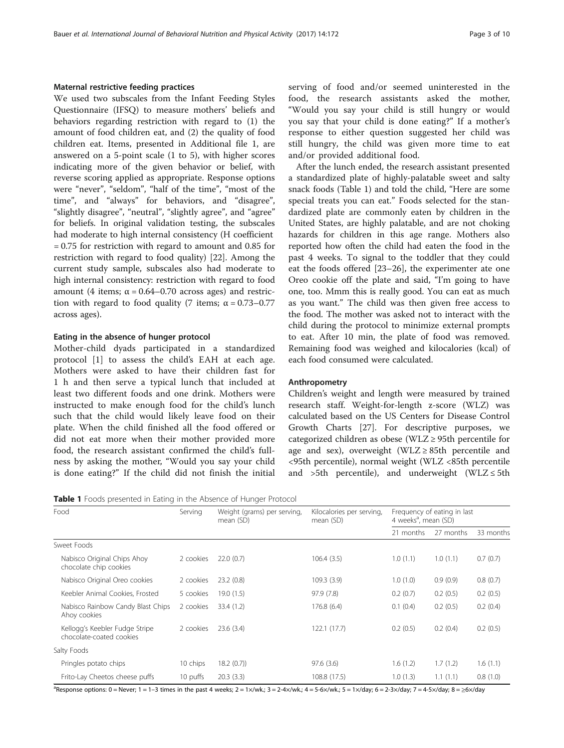#### Maternal restrictive feeding practices

We used two subscales from the Infant Feeding Styles Questionnaire (IFSQ) to measure mothers' beliefs and behaviors regarding restriction with regard to (1) the amount of food children eat, and (2) the quality of food children eat. Items, presented in Additional file 1, are answered on a 5-point scale (1 to 5), with higher scores indicating more of the given behavior or belief, with reverse scoring applied as appropriate. Response options were "never", "seldom", "half of the time", "most of the time", and "always" for behaviors, and "disagree", "slightly disagree", "neutral", "slightly agree", and "agree" for beliefs. In original validation testing, the subscales had moderate to high internal consistency (H coefficient = 0.75 for restriction with regard to amount and 0.85 for restriction with regard to food quality) [22]. Among the current study sample, subscales also had moderate to high internal consistency: restriction with regard to food amount (4 items; $\alpha = 0.64$–$0.70$ across ages) and restriction with regard to food quality (7 items; $\alpha = 0.73$–$0.77$ across ages).

#### Eating in the absence of hunger protocol

Mother-child dyads participated in a standardized protocol [1] to assess the child's EAH at each age. Mothers were asked to have their children fast for 1 h and then serve a typical lunch that included at least two different foods and one drink. Mothers were instructed to make enough food for the child's lunch such that the child would likely leave food on their plate. When the child finished all the food offered or did not eat more when their mother provided more food, the research assistant confirmed the child's fullness by asking the mother, "Would you say your child is done eating?" If the child did not finish the initial serving of food and/or seemed uninterested in the food, the research assistants asked the mother, "Would you say your child is still hungry or would you say that your child is done eating?" If a mother's response to either question suggested her child was still hungry, the child was given more time to eat and/or provided additional food.

After the lunch ended, the research assistant presented a standardized plate of highly-palatable sweet and salty snack foods (Table 1) and told the child, "Here are some special treats you can eat." Foods selected for the standardized plate are commonly eaten by children in the United States, are highly palatable, and are not choking hazards for children in this age range. Mothers also reported how often the child had eaten the food in the past 4 weeks. To signal to the toddler that they could eat the foods offered [23–26], the experimenter ate one Oreo cookie off the plate and said, "I'm going to have one, too. Mmm this is really good. You can eat as much as you want." The child was then given free access to the food. The mother was asked not to interact with the child during the protocol to minimize external prompts to eat. After 10 min, the plate of food was removed. Remaining food was weighed and kilocalories (kcal) of each food consumed were calculated.

#### Anthropometry

Children's weight and length were measured by trained research staff. Weight-for-length z-score (WLZ) was calculated based on the US Centers for Disease Control Growth Charts [27]. For descriptive purposes, we categorized children as obese (WLZ ≥ 95th percentile for age and sex), overweight (WLZ ≥ 85th percentile and <95th percentile), normal weight (WLZ <85th percentile and >5th percentile), and underweight (WLZ ≤ 5th

**Table 1** Foods presented in Eating in the Absence of Hunger Protocol

| Food | Serving | Weight (grams) per serving, mean (SD) | Kilocalories per serving, mean (SD) | Frequency of eating in last 4 weeks[a], mean (SD) | | |
|---|---|---|---|---|---|---|
| | | | | 21 months | 27 months | 33 months |
| Sweet Foods | | | | | | |
| Nabisco Original Chips Ahoy chocolate chip cookies | 2 cookies | 22.0 (0.7) | 106.4 (3.5) | 1.0 (1.1) | 1.0 (1.1) | 0.7 (0.7) |
| Nabisco Original Oreo cookies | 2 cookies | 23.2 (0.8) | 109.3 (3.9) | 1.0 (1.0) | 0.9 (0.9) | 0.8 (0.7) |
| Keebler Animal Cookies, Frosted | 5 cookies | 19.0 (1.5) | 97.9 (7.8) | 0.2 (0.7) | 0.2 (0.5) | 0.2 (0.5) |
| Nabisco Rainbow Candy Blast Chips Ahoy cookies | 2 cookies | 33.4 (1.2) | 176.8 (6.4) | 0.1 (0.4) | 0.2 (0.5) | 0.2 (0.4) |
| Kellogg's Keebler Fudge Stripe chocolate-coated cookies | 2 cookies | 23.6 (3.4) | 122.1 (17.7) | 0.2 (0.5) | 0.2 (0.4) | 0.2 (0.5) |
| Salty Foods | | | | | | |
| Pringles potato chips | 10 chips | 18.2 (0.7)) | 97.6 (3.6) | 1.6 (1.2) | 1.7 (1.2) | 1.6 (1.1) |
| Frito-Lay Cheetos cheese puffs | 10 puffs | 20.3 (3.3) | 108.8 (17.5) | 1.0 (1.3) | 1.1 (1.1) | 0.8 (1.0) |

[a]Response options: 0 = Never; 1 = 1–3 times in the past 4 weeks; 2 = 1×/wk.; 3 = 2-4×/wk.; 4 = 5-6×/wk.; 5 = 1×/day; 6 = 2-3×/day; 7 = 4-5×/day; 8 = ≥6×/day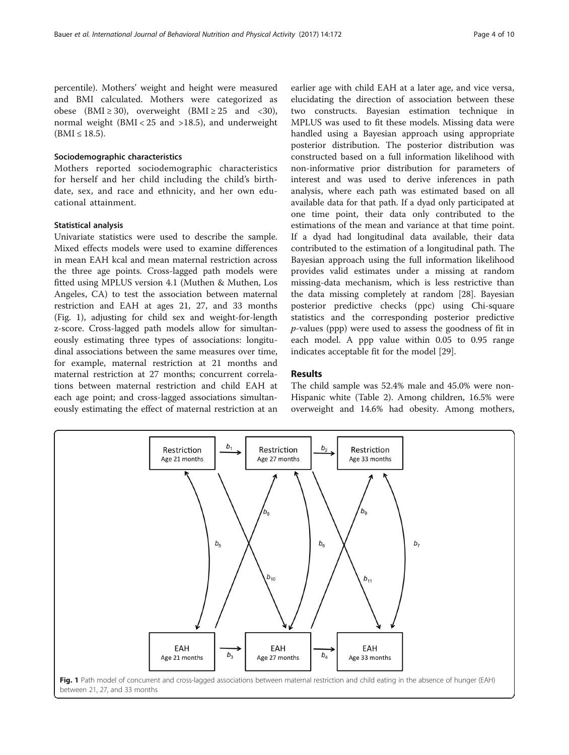percentile). Mothers' weight and height were measured and BMI calculated. Mothers were categorized as obese (BMI ≥ 30), overweight (BMI ≥ 25 and <30), normal weight (BMI < 25 and >18.5), and underweight (BMI ≤ 18.5).

### Sociodemographic characteristics

Mothers reported sociodemographic characteristics for herself and her child including the child's birthdate, sex, and race and ethnicity, and her own educational attainment.

### Statistical analysis

Univariate statistics were used to describe the sample. Mixed effects models were used to examine differences in mean EAH kcal and mean maternal restriction across the three age points. Cross-lagged path models were fitted using MPLUS version 4.1 (Muthen & Muthen, Los Angeles, CA) to test the association between maternal restriction and EAH at ages 21, 27, and 33 months (Fig. 1), adjusting for child sex and weight-for-length z-score. Cross-lagged path models allow for simultaneously estimating three types of associations: longitudinal associations between the same measures over time, for example, maternal restriction at 21 months and maternal restriction at 27 months; concurrent correlations between maternal restriction and child EAH at each age point; and cross-lagged associations simultaneously estimating the effect of maternal restriction at an earlier age with child EAH at a later age, and vice versa, elucidating the direction of association between these two constructs. Bayesian estimation technique in MPLUS was used to fit these models. Missing data were handled using a Bayesian approach using appropriate posterior distribution. The posterior distribution was constructed based on a full information likelihood with non-informative prior distribution for parameters of interest and was used to derive inferences in path analysis, where each path was estimated based on all available data for that path. If a dyad only participated at one time point, their data only contributed to the estimations of the mean and variance at that time point. If a dyad had longitudinal data available, their data contributed to the estimation of a longitudinal path. The Bayesian approach using the full information likelihood provides valid estimates under a missing at random missing-data mechanism, which is less restrictive than the data missing completely at random [28]. Bayesian posterior predictive checks (ppc) using Chi-square statistics and the corresponding posterior predictive *p*-values (ppp) were used to assess the goodness of fit in each model. A ppp value within 0.05 to 0.95 range indicates acceptable fit for the model [29].

## Results

The child sample was 52.4% male and 45.0% were non-Hispanic white (Table 2). Among children, 16.5% were overweight and 14.6% had obesity. Among mothers,

**Fig. 1** Path model of concurrent and cross-lagged associations between maternal restriction and child eating in the absence of hunger (EAH) between 21, 27, and 33 months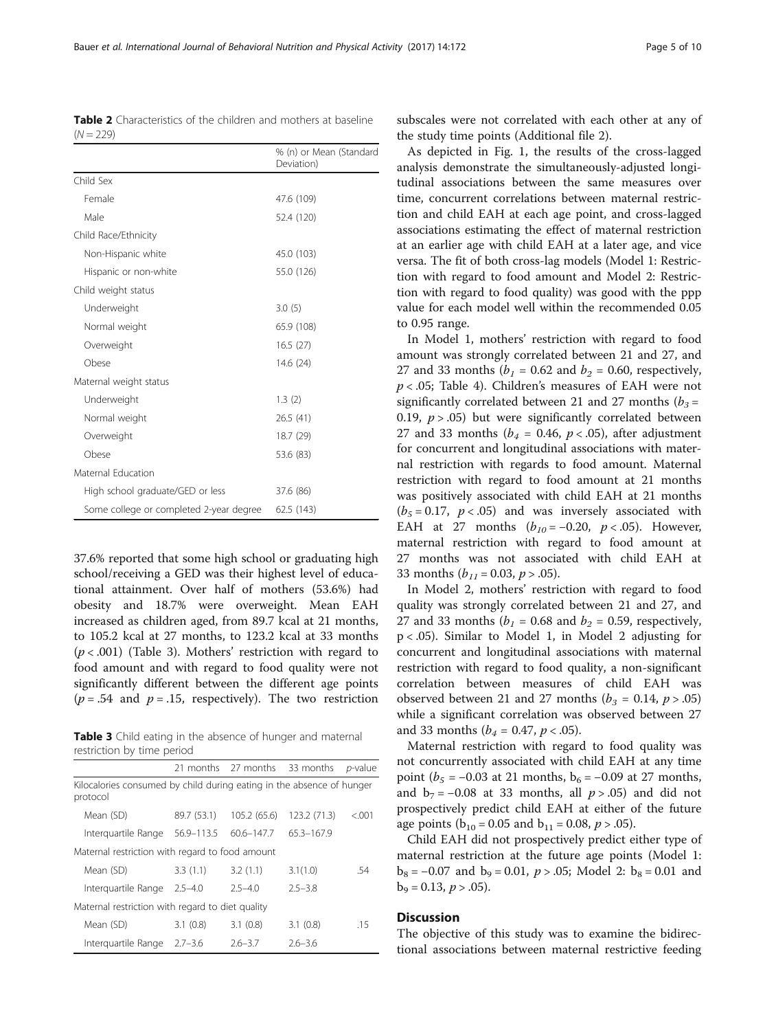**Table 2** Characteristics of the children and mothers at baseline ($N = 229$)

| | % (n) or Mean (Standard Deviation) |
|---|---|
| Child Sex | |
| Female | 47.6 (109) |
| Male | 52.4 (120) |
| Child Race/Ethnicity | |
| Non-Hispanic white | 45.0 (103) |
| Hispanic or non-white | 55.0 (126) |
| Child weight status | |
| Underweight | 3.0 (5) |
| Normal weight | 65.9 (108) |
| Overweight | 16.5 (27) |
| Obese | 14.6 (24) |
| Maternal weight status | |
| Underweight | 1.3 (2) |
| Normal weight | 26.5 (41) |
| Overweight | 18.7 (29) |
| Obese | 53.6 (83) |
| Maternal Education | |
| High school graduate/GED or less | 37.6 (86) |
| Some college or completed 2-year degree | 62.5 (143) |

37.6% reported that some high school or graduating high school/receiving a GED was their highest level of educational attainment. Over half of mothers (53.6%) had obesity and 18.7% were overweight. Mean EAH increased as children aged, from 89.7 kcal at 21 months, to 105.2 kcal at 27 months, to 123.2 kcal at 33 months ($p < .001$) (Table 3). Mothers' restriction with regard to food amount and with regard to food quality were not significantly different between the different age points ($p = .54$ and $p = .15$, respectively). The two restriction subscales were not correlated with each other at any of the study time points (Additional file 2).

**Table 3** Child eating in the absence of hunger and maternal restriction by time period

| | 21 months | 27 months | 33 months | *p*-value |
|---|---|---|---|---|
| Kilocalories consumed by child during eating in the absence of hunger protocol | | | | |
| Mean (SD) | 89.7 (53.1) | 105.2 (65.6) | 123.2 (71.3) | <.001 |
| Interquartile Range | 56.9–113.5 | 60.6–147.7 | 65.3–167.9 | |
| Maternal restriction with regard to food amount | | | | |
| Mean (SD) | 3.3 (1.1) | 3.2 (1.1) | 3.1(1.0) | .54 |
| Interquartile Range | 2.5–4.0 | 2.5–4.0 | 2.5–3.8 | |
| Maternal restriction with regard to diet quality | | | | |
| Mean (SD) | 3.1 (0.8) | 3.1 (0.8) | 3.1 (0.8) | .15 |
| Interquartile Range | 2.7–3.6 | 2.6–3.7 | 2.6–3.6 | |

As depicted in Fig. 1, the results of the cross-lagged analysis demonstrate the simultaneously-adjusted longitudinal associations between the same measures over time, concurrent correlations between maternal restriction and child EAH at each age point, and cross-lagged associations estimating the effect of maternal restriction at an earlier age with child EAH at a later age, and vice versa. The fit of both cross-lag models (Model 1: Restriction with regard to food amount and Model 2: Restriction with regard to food quality) was good with the ppp value for each model well within the recommended 0.05 to 0.95 range.

In Model 1, mothers' restriction with regard to food amount was strongly correlated between 21 and 27, and 27 and 33 months ($b_1 = 0.62$ and $b_2 = 0.60$, respectively, $p < .05$; Table 4). Children's measures of EAH were not significantly correlated between 21 and 27 months ($b_3 = 0.19$, $p > .05$) but were significantly correlated between 27 and 33 months ($b_4 = 0.46$, $p < .05$), after adjustment for concurrent and longitudinal associations with maternal restriction with regards to food amount. Maternal restriction with regard to food amount at 21 months was positively associated with child EAH at 21 months ($b_5 = 0.17$, $p < .05$) and was inversely associated with EAH at 27 months ($b_{10} = -0.20$, $p < .05$). However, maternal restriction with regard to food amount at 27 months was not associated with child EAH at 33 months ($b_{11} = 0.03$, $p > .05$).

In Model 2, mothers' restriction with regard to food quality was strongly correlated between 21 and 27, and 27 and 33 months ($b_1 = 0.68$ and $b_2 = 0.59$, respectively, $p < .05$). Similar to Model 1, in Model 2 adjusting for concurrent and longitudinal associations with maternal restriction with regard to food quality, a non-significant correlation between measures of child EAH was observed between 21 and 27 months ($b_3 = 0.14$, $p > .05$) while a significant correlation was observed between 27 and 33 months ($b_4 = 0.47$, $p < .05$).

Maternal restriction with regard to food quality was not concurrently associated with child EAH at any time point ($b_5 = -0.03$ at 21 months, $b_6 = -0.09$ at 27 months, and $b_7 = -0.08$ at 33 months, all $p > .05$) and did not prospectively predict child EAH at either of the future age points ($b_{10} = 0.05$ and $b_{11} = 0.08$, $p > .05$).

Child EAH did not prospectively predict either type of maternal restriction at the future age points (Model 1: $b_8 = -0.07$ and $b_9 = 0.01$, $p > .05$; Model 2: $b_8 = 0.01$ and $b_9 = 0.13$, $p > .05$).

## Discussion

The objective of this study was to examine the bidirectional associations between maternal restrictive feeding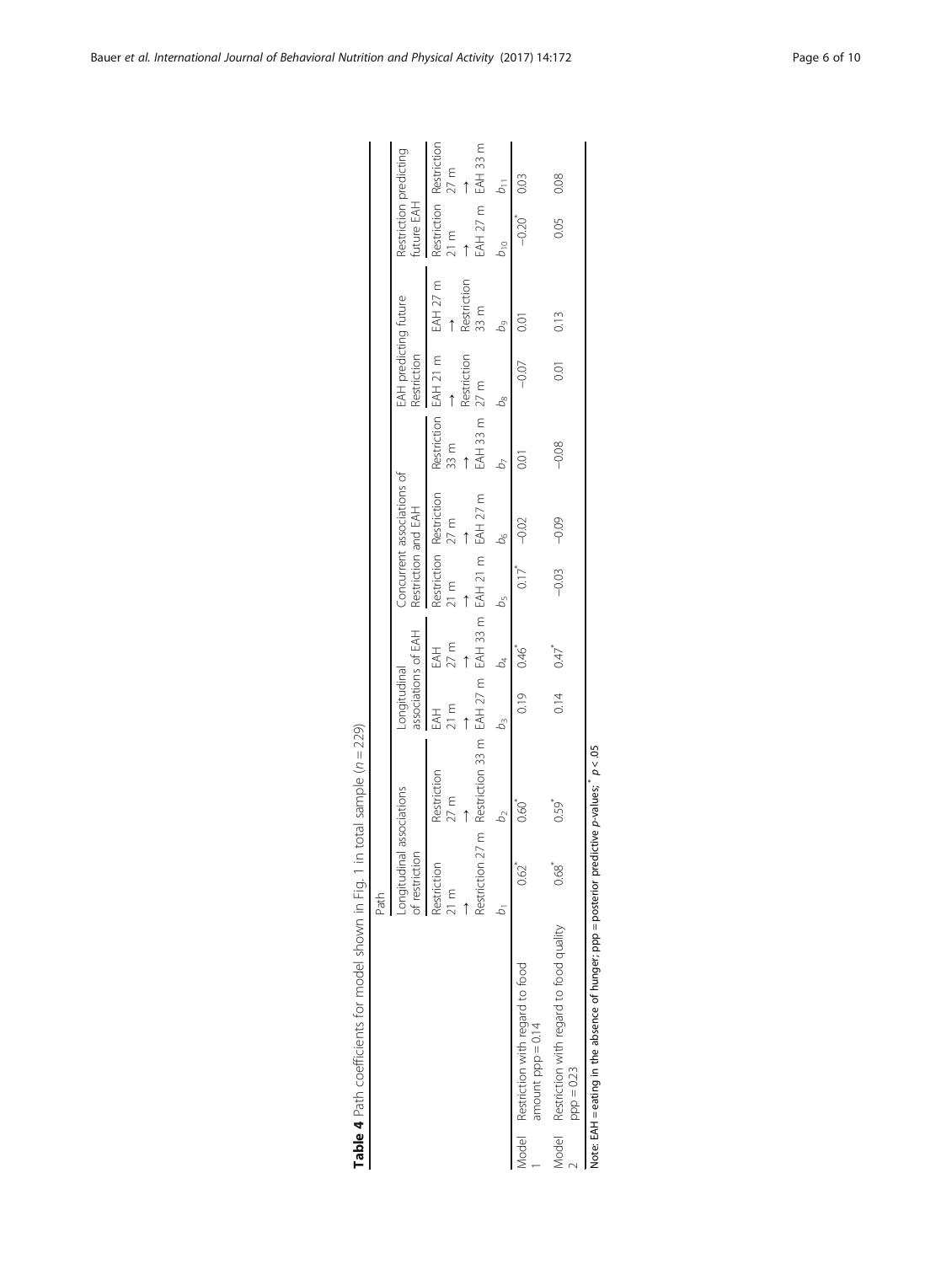**Table 4** Path coefficients for model shown in Fig. 1 in total sample ($n = 229$)

| | Path | | | | | | | | | | |
|---|---|---|---|---|---|---|---|---|---|---|---|
| | Longitudinal associations of restriction | | Longitudinal associations of EAH | | Concurrent associations of Restriction and EAH | | | EAH predicting future Restriction | | Restriction predicting future EAH | |
| | Restriction 21 m → Restriction 27 m | Restriction 27 m → Restriction 33 m | EAH 21 m → EAH 27 m | EAH 27 m → EAH 33 m | Restriction 21 m → EAH 21 m | Restriction 27 m → EAH 27 m | Restriction 33 m → EAH 33 m | EAH 21 m → Restriction 27 m | EAH 27 m → Restriction 33 m | Restriction 21 m → EAH 27 m | Restriction 27 m → EAH 33 m |
| | $b_1$ | $b_2$ | $b_3$ | $b_4$ | $b_5$ | $b_6$ | $b_7$ | $b_8$ | $b_9$ | $b_{10}$ | $b_{11}$ |
| Model 1 Restriction with regard to food amount ppp = 0.14 | 0.62* | 0.60* | 0.19 | 0.46* | 0.17* | −0.02 | 0.01 | −0.07 | 0.01 | −0.20* | 0.03 |
| Model 2 Restriction with regard to food quality ppp = 0.23 | 0.68* | 0.59* | 0.14 | 0.47* | −0.03 | −0.09 | −0.08 | 0.01 | 0.13 | 0.05 | 0.08 |

Note: EAH = eating in the absence of hunger; ppp = posterior predictive *p*-values; * $p < .05$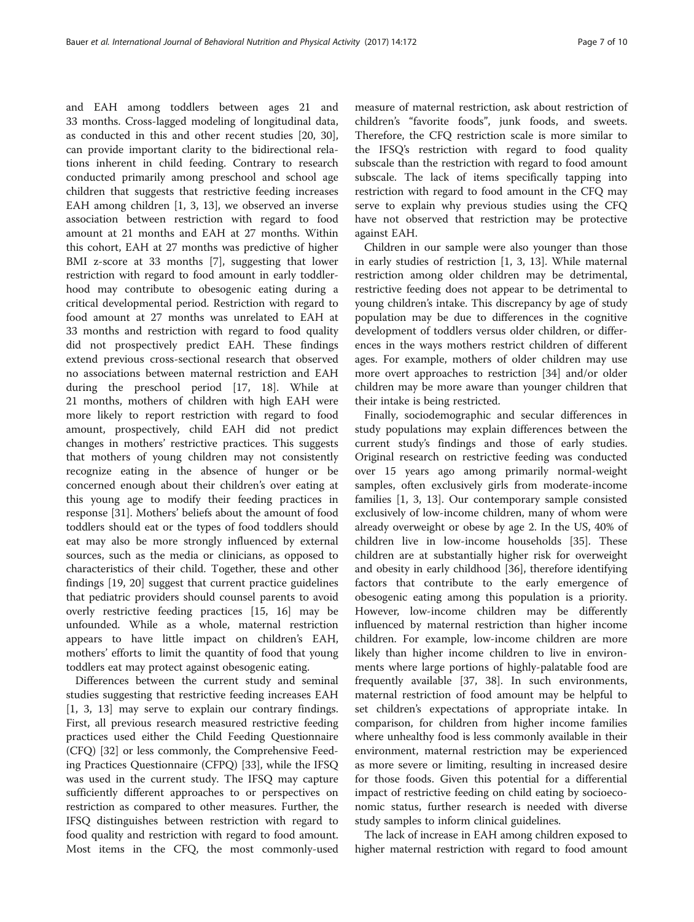and EAH among toddlers between ages 21 and 33 months. Cross-lagged modeling of longitudinal data, as conducted in this and other recent studies [20, 30], can provide important clarity to the bidirectional relations inherent in child feeding. Contrary to research conducted primarily among preschool and school age children that suggests that restrictive feeding increases EAH among children [1, 3, 13], we observed an inverse association between restriction with regard to food amount at 21 months and EAH at 27 months. Within this cohort, EAH at 27 months was predictive of higher BMI z-score at 33 months [7], suggesting that lower restriction with regard to food amount in early toddlerhood may contribute to obesogenic eating during a critical developmental period. Restriction with regard to food amount at 27 months was unrelated to EAH at 33 months and restriction with regard to food quality did not prospectively predict EAH. These findings extend previous cross-sectional research that observed no associations between maternal restriction and EAH during the preschool period [17, 18]. While at 21 months, mothers of children with high EAH were more likely to report restriction with regard to food amount, prospectively, child EAH did not predict changes in mothers' restrictive practices. This suggests that mothers of young children may not consistently recognize eating in the absence of hunger or be concerned enough about their children's over eating at this young age to modify their feeding practices in response [31]. Mothers' beliefs about the amount of food toddlers should eat or the types of food toddlers should eat may also be more strongly influenced by external sources, such as the media or clinicians, as opposed to characteristics of their child. Together, these and other findings [19, 20] suggest that current practice guidelines that pediatric providers should counsel parents to avoid overly restrictive feeding practices [15, 16] may be unfounded. While as a whole, maternal restriction appears to have little impact on children's EAH, mothers' efforts to limit the quantity of food that young toddlers eat may protect against obesogenic eating.

Differences between the current study and seminal studies suggesting that restrictive feeding increases EAH [1, 3, 13] may serve to explain our contrary findings. First, all previous research measured restrictive feeding practices used either the Child Feeding Questionnaire (CFQ) [32] or less commonly, the Comprehensive Feeding Practices Questionnaire (CFPQ) [33], while the IFSQ was used in the current study. The IFSQ may capture sufficiently different approaches to or perspectives on restriction as compared to other measures. Further, the IFSQ distinguishes between restriction with regard to food quality and restriction with regard to food amount. Most items in the CFQ, the most commonly-used measure of maternal restriction, ask about restriction of children's "favorite foods", junk foods, and sweets. Therefore, the CFQ restriction scale is more similar to the IFSQ's restriction with regard to food quality subscale than the restriction with regard to food amount subscale. The lack of items specifically tapping into restriction with regard to food amount in the CFQ may serve to explain why previous studies using the CFQ have not observed that restriction may be protective against EAH.

Children in our sample were also younger than those in early studies of restriction [1, 3, 13]. While maternal restriction among older children may be detrimental, restrictive feeding does not appear to be detrimental to young children's intake. This discrepancy by age of study population may be due to differences in the cognitive development of toddlers versus older children, or differences in the ways mothers restrict children of different ages. For example, mothers of older children may use more overt approaches to restriction [34] and/or older children may be more aware than younger children that their intake is being restricted.

Finally, sociodemographic and secular differences in study populations may explain differences between the current study's findings and those of early studies. Original research on restrictive feeding was conducted over 15 years ago among primarily normal-weight samples, often exclusively girls from moderate-income families [1, 3, 13]. Our contemporary sample consisted exclusively of low-income children, many of whom were already overweight or obese by age 2. In the US, 40% of children live in low-income households [35]. These children are at substantially higher risk for overweight and obesity in early childhood [36], therefore identifying factors that contribute to the early emergence of obesogenic eating among this population is a priority. However, low-income children may be differently influenced by maternal restriction than higher income children. For example, low-income children are more likely than higher income children to live in environments where large portions of highly-palatable food are frequently available [37, 38]. In such environments, maternal restriction of food amount may be helpful to set children's expectations of appropriate intake. In comparison, for children from higher income families where unhealthy food is less commonly available in their environment, maternal restriction may be experienced as more severe or limiting, resulting in increased desire for those foods. Given this potential for a differential impact of restrictive feeding on child eating by socioeconomic status, further research is needed with diverse study samples to inform clinical guidelines.

The lack of increase in EAH among children exposed to higher maternal restriction with regard to food amount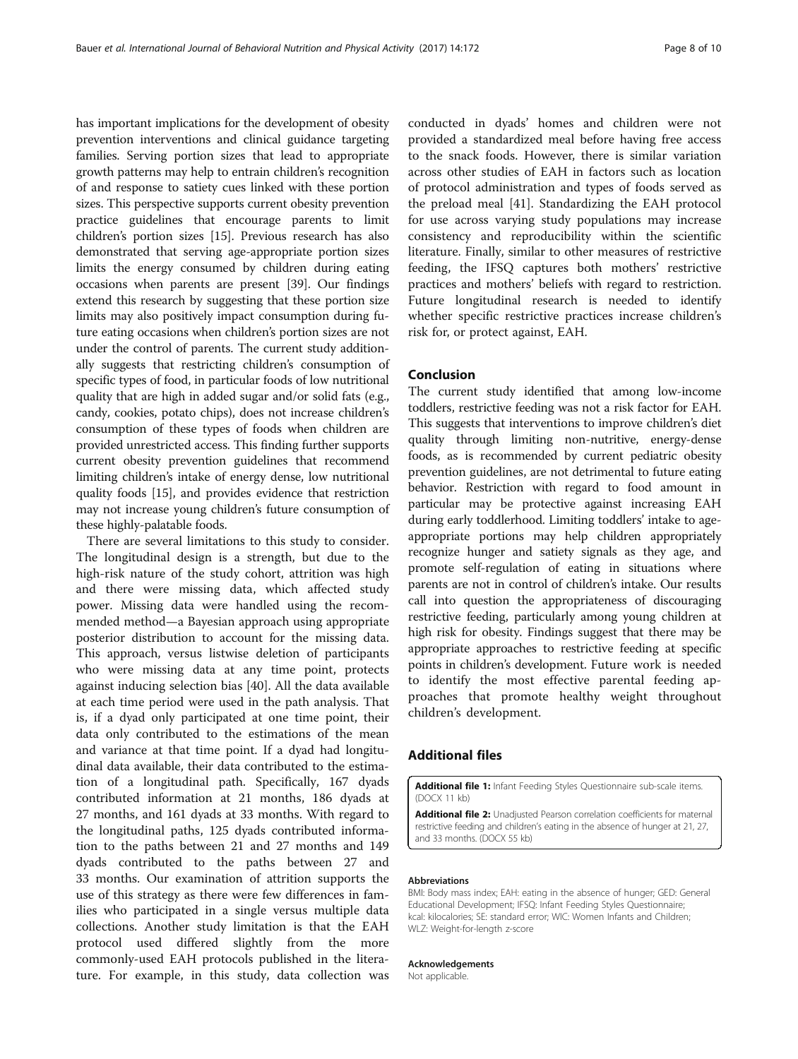has important implications for the development of obesity prevention interventions and clinical guidance targeting families. Serving portion sizes that lead to appropriate growth patterns may help to entrain children's recognition of and response to satiety cues linked with these portion sizes. This perspective supports current obesity prevention practice guidelines that encourage parents to limit children's portion sizes [15]. Previous research has also demonstrated that serving age-appropriate portion sizes limits the energy consumed by children during eating occasions when parents are present [39]. Our findings extend this research by suggesting that these portion size limits may also positively impact consumption during future eating occasions when children's portion sizes are not under the control of parents. The current study additionally suggests that restricting children's consumption of specific types of food, in particular foods of low nutritional quality that are high in added sugar and/or solid fats (e.g., candy, cookies, potato chips), does not increase children's consumption of these types of foods when children are provided unrestricted access. This finding further supports current obesity prevention guidelines that recommend limiting children's intake of energy dense, low nutritional quality foods [15], and provides evidence that restriction may not increase young children's future consumption of these highly-palatable foods.

There are several limitations to this study to consider. The longitudinal design is a strength, but due to the high-risk nature of the study cohort, attrition was high and there were missing data, which affected study power. Missing data were handled using the recommended method—a Bayesian approach using appropriate posterior distribution to account for the missing data. This approach, versus listwise deletion of participants who were missing data at any time point, protects against inducing selection bias [40]. All the data available at each time period were used in the path analysis. That is, if a dyad only participated at one time point, their data only contributed to the estimations of the mean and variance at that time point. If a dyad had longitudinal data available, their data contributed to the estimation of a longitudinal path. Specifically, 167 dyads contributed information at 21 months, 186 dyads at 27 months, and 161 dyads at 33 months. With regard to the longitudinal paths, 125 dyads contributed information to the paths between 21 and 27 months and 149 dyads contributed to the paths between 27 and 33 months. Our examination of attrition supports the use of this strategy as there were few differences in families who participated in a single versus multiple data collections. Another study limitation is that the EAH protocol used differed slightly from the more commonly-used EAH protocols published in the literature. For example, in this study, data collection was conducted in dyads' homes and children were not provided a standardized meal before having free access to the snack foods. However, there is similar variation across other studies of EAH in factors such as location of protocol administration and types of foods served as the preload meal [41]. Standardizing the EAH protocol for use across varying study populations may increase consistency and reproducibility within the scientific literature. Finally, similar to other measures of restrictive feeding, the IFSQ captures both mothers' restrictive practices and mothers' beliefs with regard to restriction. Future longitudinal research is needed to identify whether specific restrictive practices increase children's risk for, or protect against, EAH.

## Conclusion

The current study identified that among low-income toddlers, restrictive feeding was not a risk factor for EAH. This suggests that interventions to improve children's diet quality through limiting non-nutritive, energy-dense foods, as is recommended by current pediatric obesity prevention guidelines, are not detrimental to future eating behavior. Restriction with regard to food amount in particular may be protective against increasing EAH during early toddlerhood. Limiting toddlers' intake to age-appropriate portions may help children appropriately recognize hunger and satiety signals as they age, and promote self-regulation of eating in situations where parents are not in control of children's intake. Our results call into question the appropriateness of discouraging restrictive feeding, particularly among young children at high risk for obesity. Findings suggest that there may be appropriate approaches to restrictive feeding at specific points in children's development. Future work is needed to identify the most effective parental feeding approaches that promote healthy weight throughout children's development.

## Additional files

**Additional file 1:** Infant Feeding Styles Questionnaire sub-scale items. (DOCX 11 kb)

**Additional file 2:** Unadjusted Pearson correlation coefficients for maternal restrictive feeding and children's eating in the absence of hunger at 21, 27, and 33 months. (DOCX 55 kb)

#### Abbreviations

BMI: Body mass index; EAH: eating in the absence of hunger; GED: General Educational Development; IFSQ: Infant Feeding Styles Questionnaire; kcal: kilocalories; SE: standard error; WIC: Women Infants and Children; WLZ: Weight-for-length z-score

#### Acknowledgements

Not applicable.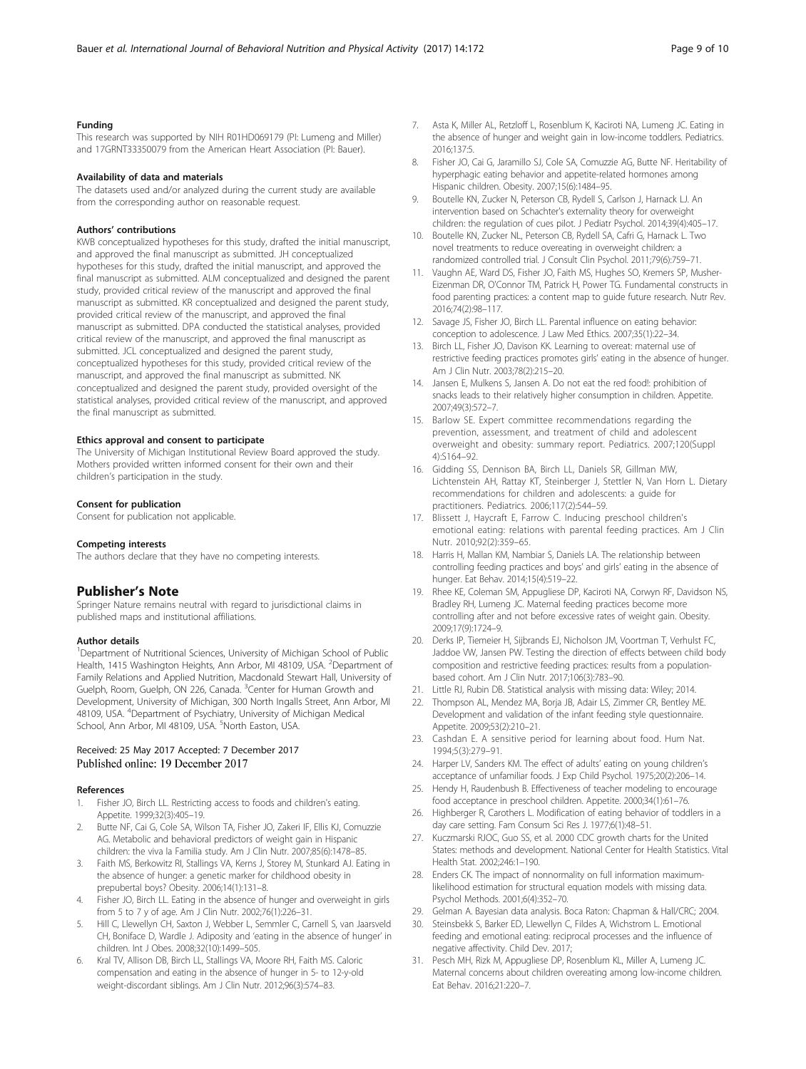#### Funding

This research was supported by NIH R01HD069179 (PI: Lumeng and Miller) and 17GRNT33350079 from the American Heart Association (PI: Bauer).

#### Availability of data and materials

The datasets used and/or analyzed during the current study are available from the corresponding author on reasonable request.

#### Authors' contributions

KWB conceptualized hypotheses for this study, drafted the initial manuscript, and approved the final manuscript as submitted. JH conceptualized hypotheses for this study, drafted the initial manuscript, and approved the final manuscript as submitted. ALM conceptualized and designed the parent study, provided critical review of the manuscript and approved the final manuscript as submitted. KR conceptualized and designed the parent study, provided critical review of the manuscript, and approved the final manuscript as submitted. DPA conducted the statistical analyses, provided critical review of the manuscript, and approved the final manuscript as submitted. JCL conceptualized and designed the parent study, conceptualized hypotheses for this study, provided critical review of the manuscript, and approved the final manuscript as submitted. NK conceptualized and designed the parent study, provided oversight of the statistical analyses, provided critical review of the manuscript, and approved the final manuscript as submitted.

#### Ethics approval and consent to participate

The University of Michigan Institutional Review Board approved the study. Mothers provided written informed consent for their own and their children's participation in the study.

#### Consent for publication

Consent for publication not applicable.

#### Competing interests

The authors declare that they have no competing interests.

## Publisher's Note

Springer Nature remains neutral with regard to jurisdictional claims in published maps and institutional affiliations.

#### Author details

[1]Department of Nutritional Sciences, University of Michigan School of Public Health, 1415 Washington Heights, Ann Arbor, MI 48109, USA. [2]Department of Family Relations and Applied Nutrition, Macdonald Stewart Hall, University of Guelph, Room, Guelph, ON 226, Canada. [3]Center for Human Growth and Development, University of Michigan, 300 North Ingalls Street, Ann Arbor, MI 48109, USA. [4]Department of Psychiatry, University of Michigan Medical School, Ann Arbor, MI 48109, USA. [5]North Easton, USA.

Received: 25 May 2017 Accepted: 7 December 2017
Published online: 19 December 2017

#### References

1. Fisher JO, Birch LL. Restricting access to foods and children's eating. Appetite. 1999;32(3):405–19.
2. Butte NF, Cai G, Cole SA, Wilson TA, Fisher JO, Zakeri IF, Ellis KJ, Comuzzie AG. Metabolic and behavioral predictors of weight gain in Hispanic children: the viva la Familia study. Am J Clin Nutr. 2007;85(6):1478–85.
3. Faith MS, Berkowitz RI, Stallings VA, Kerns J, Storey M, Stunkard AJ. Eating in the absence of hunger: a genetic marker for childhood obesity in prepubertal boys? Obesity. 2006;14(1):131–8.
4. Fisher JO, Birch LL. Eating in the absence of hunger and overweight in girls from 5 to 7 y of age. Am J Clin Nutr. 2002;76(1):226–31.
5. Hill C, Llewellyn CH, Saxton J, Webber L, Semmler C, Carnell S, van Jaarsveld CH, Boniface D, Wardle J. Adiposity and 'eating in the absence of hunger' in children. Int J Obes. 2008;32(10):1499–505.
6. Kral TV, Allison DB, Birch LL, Stallings VA, Moore RH, Faith MS. Caloric compensation and eating in the absence of hunger in 5- to 12-y-old weight-discordant siblings. Am J Clin Nutr. 2012;96(3):574–83.
7. Asta K, Miller AL, Retzloff L, Rosenblum K, Kaciroti NA, Lumeng JC. Eating in the absence of hunger and weight gain in low-income toddlers. Pediatrics. 2016;137:5.
8. Fisher JO, Cai G, Jaramillo SJ, Cole SA, Comuzzie AG, Butte NF. Heritability of hyperphagic eating behavior and appetite-related hormones among Hispanic children. Obesity. 2007;15(6):1484–95.
9. Boutelle KN, Zucker N, Peterson CB, Rydell S, Carlson J, Harnack LJ. An intervention based on Schachter's externality theory for overweight children: the regulation of cues pilot. J Pediatr Psychol. 2014;39(4):405–17.
10. Boutelle KN, Zucker NL, Peterson CB, Rydell SA, Cafri G, Harnack L. Two novel treatments to reduce overeating in overweight children: a randomized controlled trial. J Consult Clin Psychol. 2011;79(6):759–71.
11. Vaughn AE, Ward DS, Fisher JO, Faith MS, Hughes SO, Kremers SP, Musher-Eizenman DR, O'Connor TM, Patrick H, Power TG. Fundamental constructs in food parenting practices: a content map to guide future research. Nutr Rev. 2016;74(2):98–117.
12. Savage JS, Fisher JO, Birch LL. Parental influence on eating behavior: conception to adolescence. J Law Med Ethics. 2007;35(1):22–34.
13. Birch LL, Fisher JO, Davison KK. Learning to overeat: maternal use of restrictive feeding practices promotes girls' eating in the absence of hunger. Am J Clin Nutr. 2003;78(2):215–20.
14. Jansen E, Mulkens S, Jansen A. Do not eat the red food!: prohibition of snacks leads to their relatively higher consumption in children. Appetite. 2007;49(3):572–7.
15. Barlow SE. Expert committee recommendations regarding the prevention, assessment, and treatment of child and adolescent overweight and obesity: summary report. Pediatrics. 2007;120(Suppl 4):S164–92.
16. Gidding SS, Dennison BA, Birch LL, Daniels SR, Gillman MW, Lichtenstein AH, Rattay KT, Steinberger J, Stettler N, Van Horn L. Dietary recommendations for children and adolescents: a guide for practitioners. Pediatrics. 2006;117(2):544–59.
17. Blissett J, Haycraft E, Farrow C. Inducing preschool children's emotional eating: relations with parental feeding practices. Am J Clin Nutr. 2010;92(2):359–65.
18. Harris H, Mallan KM, Nambiar S, Daniels LA. The relationship between controlling feeding practices and boys' and girls' eating in the absence of hunger. Eat Behav. 2014;15(4):519–22.
19. Rhee KE, Coleman SM, Appugliese DP, Kaciroti NA, Corwyn RF, Davidson NS, Bradley RH, Lumeng JC. Maternal feeding practices become more controlling after and not before excessive rates of weight gain. Obesity. 2009;17(9):1724–9.
20. Derks IP, Tiemeier H, Sijbrands EJ, Nicholson JM, Voortman T, Verhulst FC, Jaddoe VW, Jansen PW. Testing the direction of effects between child body composition and restrictive feeding practices: results from a population-based cohort. Am J Clin Nutr. 2017;106(3):783–90.
21. Little RJ, Rubin DB. Statistical analysis with missing data: Wiley; 2014.
22. Thompson AL, Mendez MA, Borja JB, Adair LS, Zimmer CR, Bentley ME. Development and validation of the infant feeding style questionnaire. Appetite. 2009;53(2):210–21.
23. Cashdan E. A sensitive period for learning about food. Hum Nat. 1994;5(3):279–91.
24. Harper LV, Sanders KM. The effect of adults' eating on young children's acceptance of unfamiliar foods. J Exp Child Psychol. 1975;20(2):206–14.
25. Hendy H, Raudenbush B. Effectiveness of teacher modeling to encourage food acceptance in preschool children. Appetite. 2000;34(1):61–76.
26. Highberger R, Carothers L. Modification of eating behavior of toddlers in a day care setting. Fam Consum Sci Res J. 1977;6(1):48–51.
27. Kuczmarski RJOC, Guo SS, et al. 2000 CDC growth charts for the United States: methods and development. National Center for Health Statistics. Vital Health Stat. 2002;246:1–190.
28. Enders CK. The impact of nonnormality on full information maximum-likelihood estimation for structural equation models with missing data. Psychol Methods. 2001;6(4):352–70.
29. Gelman A. Bayesian data analysis. Boca Raton: Chapman & Hall/CRC; 2004.
30. Steinsbekk S, Barker ED, Llewellyn C, Fildes A, Wichstrom L. Emotional feeding and emotional eating: reciprocal processes and the influence of negative affectivity. Child Dev. 2017;
31. Pesch MH, Rizk M, Appugliese DP, Rosenblum KL, Miller A, Lumeng JC. Maternal concerns about children overeating among low-income children. Eat Behav. 2016;21:220–7.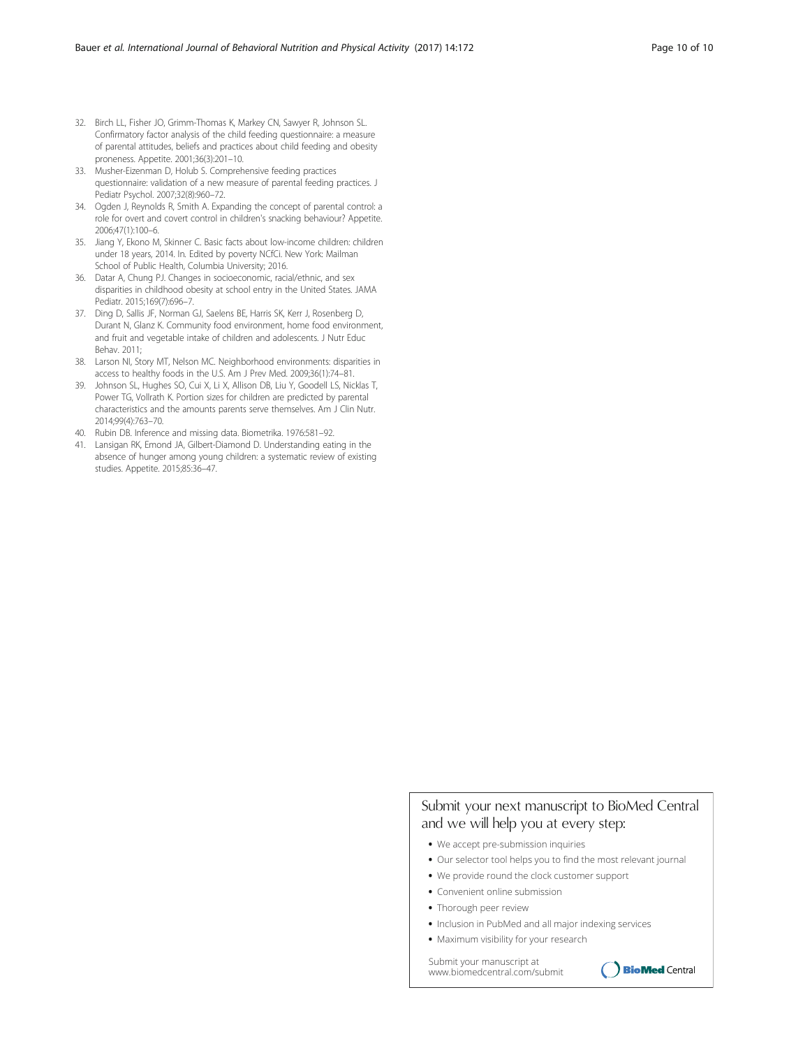32. Birch LL, Fisher JO, Grimm-Thomas K, Markey CN, Sawyer R, Johnson SL. Confirmatory factor analysis of the child feeding questionnaire: a measure of parental attitudes, beliefs and practices about child feeding and obesity proneness. Appetite. 2001;36(3):201–10.
33. Musher-Eizenman D, Holub S. Comprehensive feeding practices questionnaire: validation of a new measure of parental feeding practices. J Pediatr Psychol. 2007;32(8):960–72.
34. Ogden J, Reynolds R, Smith A. Expanding the concept of parental control: a role for overt and covert control in children's snacking behaviour? Appetite. 2006;47(1):100–6.
35. Jiang Y, Ekono M, Skinner C. Basic facts about low-income children: children under 18 years, 2014. In. Edited by poverty NCfCi. New York: Mailman School of Public Health, Columbia University; 2016.
36. Datar A, Chung PJ. Changes in socioeconomic, racial/ethnic, and sex disparities in childhood obesity at school entry in the United States. JAMA Pediatr. 2015;169(7):696–7.
37. Ding D, Sallis JF, Norman GJ, Saelens BE, Harris SK, Kerr J, Rosenberg D, Durant N, Glanz K. Community food environment, home food environment, and fruit and vegetable intake of children and adolescents. J Nutr Educ Behav. 2011;
38. Larson NI, Story MT, Nelson MC. Neighborhood environments: disparities in access to healthy foods in the U.S. Am J Prev Med. 2009;36(1):74–81.
39. Johnson SL, Hughes SO, Cui X, Li X, Allison DB, Liu Y, Goodell LS, Nicklas T, Power TG, Vollrath K. Portion sizes for children are predicted by parental characteristics and the amounts parents serve themselves. Am J Clin Nutr. 2014;99(4):763–70.
40. Rubin DB. Inference and missing data. Biometrika. 1976:581–92.
41. Lansigan RK, Emond JA, Gilbert-Diamond D. Understanding eating in the absence of hunger among young children: a systematic review of existing studies. Appetite. 2015;85:36–47.

Submit your next manuscript to BioMed Central and we will help you at every step:

- We accept pre-submission inquiries
- Our selector tool helps you to find the most relevant journal
- We provide round the clock customer support
- Convenient online submission
- Thorough peer review
- Inclusion in PubMed and all major indexing services
- Maximum visibility for your research

Submit your manuscript at www.biomedcentral.com/submit

BioMed Central